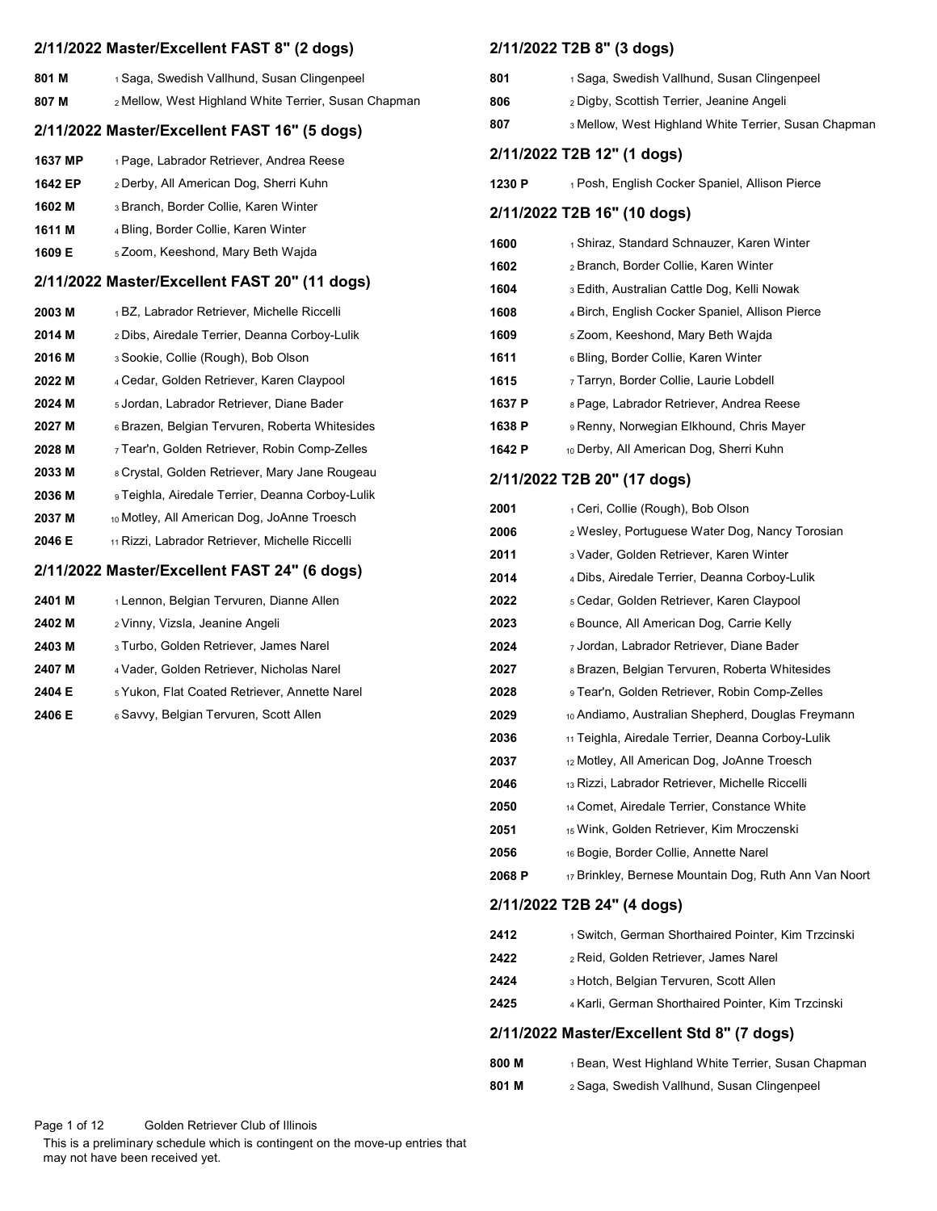## 2/11/2022 Master/Excellent FAST 8" (2 dogs)

| | |
|---|---|
| 801 M | 1 Saga, Swedish Vallhund, Susan Clingenpeel |
| 807 M | 2 Mellow, West Highland White Terrier, Susan Chapman |

## 2/11/2022 Master/Excellent FAST 16" (5 dogs)

| | |
|---|---|
| 1637 MP | 1 Page, Labrador Retriever, Andrea Reese |
| 1642 EP | 2 Derby, All American Dog, Sherri Kuhn |
| 1602 M | 3 Branch, Border Collie, Karen Winter |
| 1611 M | 4 Bling, Border Collie, Karen Winter |
| 1609 E | 5 Zoom, Keeshond, Mary Beth Wajda |

## 2/11/2022 Master/Excellent FAST 20" (11 dogs)

| | |
|---|---|
| 2003 M | 1 BZ, Labrador Retriever, Michelle Riccelli |
| 2014 M | 2 Dibs, Airedale Terrier, Deanna Corboy-Lulik |
| 2016 M | 3 Sookie, Collie (Rough), Bob Olson |
| 2022 M | 4 Cedar, Golden Retriever, Karen Claypool |
| 2024 M | 5 Jordan, Labrador Retriever, Diane Bader |
| 2027 M | 6 Brazen, Belgian Tervuren, Roberta Whitesides |
| 2028 M | 7 Tear'n, Golden Retriever, Robin Comp-Zelles |
| 2033 M | 8 Crystal, Golden Retriever, Mary Jane Rougeau |
| 2036 M | 9 Teighla, Airedale Terrier, Deanna Corboy-Lulik |
| 2037 M | 10 Motley, All American Dog, JoAnne Troesch |
| 2046 E | 11 Rizzi, Labrador Retriever, Michelle Riccelli |

## 2/11/2022 Master/Excellent FAST 24" (6 dogs)

| | |
|---|---|
| 2401 M | 1 Lennon, Belgian Tervuren, Dianne Allen |
| 2402 M | 2 Vinny, Vizsla, Jeanine Angeli |
| 2403 M | 3 Turbo, Golden Retriever, James Narel |
| 2407 M | 4 Vader, Golden Retriever, Nicholas Narel |
| 2404 E | 5 Yukon, Flat Coated Retriever, Annette Narel |
| 2406 E | 6 Savvy, Belgian Tervuren, Scott Allen |

## 2/11/2022 T2B 8" (3 dogs)

| | |
|---|---|
| 801 | 1 Saga, Swedish Vallhund, Susan Clingenpeel |
| 806 | 2 Digby, Scottish Terrier, Jeanine Angeli |
| 807 | 3 Mellow, West Highland White Terrier, Susan Chapman |

## 2/11/2022 T2B 12" (1 dogs)

| | |
|---|---|
| 1230 P | 1 Posh, English Cocker Spaniel, Allison Pierce |

## 2/11/2022 T2B 16" (10 dogs)

| | |
|---|---|
| 1600 | 1 Shiraz, Standard Schnauzer, Karen Winter |
| 1602 | 2 Branch, Border Collie, Karen Winter |
| 1604 | 3 Edith, Australian Cattle Dog, Kelli Nowak |
| 1608 | 4 Birch, English Cocker Spaniel, Allison Pierce |
| 1609 | 5 Zoom, Keeshond, Mary Beth Wajda |
| 1611 | 6 Bling, Border Collie, Karen Winter |
| 1615 | 7 Tarryn, Border Collie, Laurie Lobdell |
| 1637 P | 8 Page, Labrador Retriever, Andrea Reese |
| 1638 P | 9 Renny, Norwegian Elkhound, Chris Mayer |
| 1642 P | 10 Derby, All American Dog, Sherri Kuhn |

## 2/11/2022 T2B 20" (17 dogs)

| | |
|---|---|
| 2001 | 1 Ceri, Collie (Rough), Bob Olson |
| 2006 | 2 Wesley, Portuguese Water Dog, Nancy Torosian |
| 2011 | 3 Vader, Golden Retriever, Karen Winter |
| 2014 | 4 Dibs, Airedale Terrier, Deanna Corboy-Lulik |
| 2022 | 5 Cedar, Golden Retriever, Karen Claypool |
| 2023 | 6 Bounce, All American Dog, Carrie Kelly |
| 2024 | 7 Jordan, Labrador Retriever, Diane Bader |
| 2027 | 8 Brazen, Belgian Tervuren, Roberta Whitesides |
| 2028 | 9 Tear'n, Golden Retriever, Robin Comp-Zelles |
| 2029 | 10 Andiamo, Australian Shepherd, Douglas Freymann |
| 2036 | 11 Teighla, Airedale Terrier, Deanna Corboy-Lulik |
| 2037 | 12 Motley, All American Dog, JoAnne Troesch |
| 2046 | 13 Rizzi, Labrador Retriever, Michelle Riccelli |
| 2050 | 14 Comet, Airedale Terrier, Constance White |
| 2051 | 15 Wink, Golden Retriever, Kim Mroczenski |
| 2056 | 16 Bogie, Border Collie, Annette Narel |
| 2068 P | 17 Brinkley, Bernese Mountain Dog, Ruth Ann Van Noort |

## 2/11/2022 T2B 24" (4 dogs)

| | |
|---|---|
| 2412 | 1 Switch, German Shorthaired Pointer, Kim Trzcinski |
| 2422 | 2 Reid, Golden Retriever, James Narel |
| 2424 | 3 Hotch, Belgian Tervuren, Scott Allen |
| 2425 | 4 Karli, German Shorthaired Pointer, Kim Trzcinski |

## 2/11/2022 Master/Excellent Std 8" (7 dogs)

| | |
|---|---|
| 800 M | 1 Bean, West Highland White Terrier, Susan Chapman |
| 801 M | 2 Saga, Swedish Vallhund, Susan Clingenpeel |

Golden Retriever Club of Illinois

This is a preliminary schedule which is contingent on the move-up entries that may not have been received yet.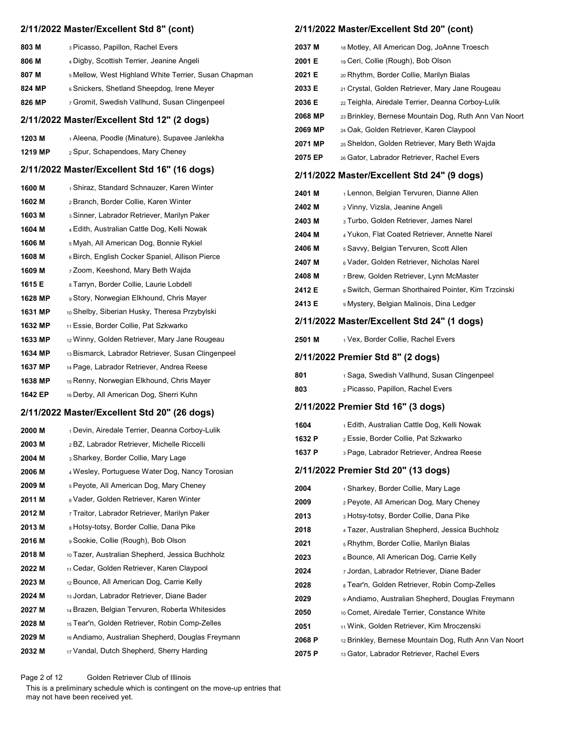## 2/11/2022 Master/Excellent Std 8" (cont)

| | |
|---|---|
| 803 M | 3 Picasso, Papillon, Rachel Evers |
| 806 M | 4 Digby, Scottish Terrier, Jeanine Angeli |
| 807 M | 5 Mellow, West Highland White Terrier, Susan Chapman |
| 824 MP | 6 Snickers, Shetland Sheepdog, Irene Meyer |
| 826 MP | 7 Gromit, Swedish Vallhund, Susan Clingenpeel |

## 2/11/2022 Master/Excellent Std 12" (2 dogs)

| | |
|---|---|
| 1203 M | 1 Aleena, Poodle (Minature), Supavee Janlekha |
| 1219 MP | 2 Spur, Schapendoes, Mary Cheney |

## 2/11/2022 Master/Excellent Std 16" (16 dogs)

| | |
|---|---|
| 1600 M | 1 Shiraz, Standard Schnauzer, Karen Winter |
| 1602 M | 2 Branch, Border Collie, Karen Winter |
| 1603 M | 3 Sinner, Labrador Retriever, Marilyn Paker |
| 1604 M | 4 Edith, Australian Cattle Dog, Kelli Nowak |
| 1606 M | 5 Myah, All American Dog, Bonnie Rykiel |
| 1608 M | 6 Birch, English Cocker Spaniel, Allison Pierce |
| 1609 M | 7 Zoom, Keeshond, Mary Beth Wajda |
| 1615 E | 8 Tarryn, Border Collie, Laurie Lobdell |
| 1628 MP | 9 Story, Norwegian Elkhound, Chris Mayer |
| 1631 MP | 10 Shelby, Siberian Husky, Theresa Przybylski |
| 1632 MP | 11 Essie, Border Collie, Pat Szkwarko |
| 1633 MP | 12 Winny, Golden Retriever, Mary Jane Rougeau |
| 1634 MP | 13 Bismarck, Labrador Retriever, Susan Clingenpeel |
| 1637 MP | 14 Page, Labrador Retriever, Andrea Reese |
| 1638 MP | 15 Renny, Norwegian Elkhound, Chris Mayer |
| 1642 EP | 16 Derby, All American Dog, Sherri Kuhn |

## 2/11/2022 Master/Excellent Std 20" (26 dogs)

| | |
|---|---|
| 2000 M | 1 Devin, Airedale Terrier, Deanna Corboy-Lulik |
| 2003 M | 2 BZ, Labrador Retriever, Michelle Riccelli |
| 2004 M | 3 Sharkey, Border Collie, Mary Lage |
| 2006 M | 4 Wesley, Portuguese Water Dog, Nancy Torosian |
| 2009 M | 5 Peyote, All American Dog, Mary Cheney |
| 2011 M | 6 Vader, Golden Retriever, Karen Winter |
| 2012 M | 7 Traitor, Labrador Retriever, Marilyn Paker |
| 2013 M | 8 Hotsy-totsy, Border Collie, Dana Pike |
| 2016 M | 9 Sookie, Collie (Rough), Bob Olson |
| 2018 M | 10 Tazer, Australian Shepherd, Jessica Buchholz |
| 2022 M | 11 Cedar, Golden Retriever, Karen Claypool |
| 2023 M | 12 Bounce, All American Dog, Carrie Kelly |
| 2024 M | 13 Jordan, Labrador Retriever, Diane Bader |
| 2027 M | 14 Brazen, Belgian Tervuren, Roberta Whitesides |
| 2028 M | 15 Tear'n, Golden Retriever, Robin Comp-Zelles |
| 2029 M | 16 Andiamo, Australian Shepherd, Douglas Freymann |
| 2032 M | 17 Vandal, Dutch Shepherd, Sherry Harding |

## 2/11/2022 Master/Excellent Std 20" (cont)

| | |
|---|---|
| 2037 M | 18 Motley, All American Dog, JoAnne Troesch |
| 2001 E | 19 Ceri, Collie (Rough), Bob Olson |
| 2021 E | 20 Rhythm, Border Collie, Marilyn Bialas |
| 2033 E | 21 Crystal, Golden Retriever, Mary Jane Rougeau |
| 2036 E | 22 Teighla, Airedale Terrier, Deanna Corboy-Lulik |
| 2068 MP | 23 Brinkley, Bernese Mountain Dog, Ruth Ann Van Noort |
| 2069 MP | 24 Oak, Golden Retriever, Karen Claypool |
| 2071 MP | 25 Sheldon, Golden Retriever, Mary Beth Wajda |
| 2075 EP | 26 Gator, Labrador Retriever, Rachel Evers |

## 2/11/2022 Master/Excellent Std 24" (9 dogs)

| | |
|---|---|
| 2401 M | 1 Lennon, Belgian Tervuren, Dianne Allen |
| 2402 M | 2 Vinny, Vizsla, Jeanine Angeli |
| 2403 M | 3 Turbo, Golden Retriever, James Narel |
| 2404 M | 4 Yukon, Flat Coated Retriever, Annette Narel |
| 2406 M | 5 Savvy, Belgian Tervuren, Scott Allen |
| 2407 M | 6 Vader, Golden Retriever, Nicholas Narel |
| 2408 M | 7 Brew, Golden Retriever, Lynn McMaster |
| 2412 E | 8 Switch, German Shorthaired Pointer, Kim Trzcinski |
| 2413 E | 9 Mystery, Belgian Malinois, Dina Ledger |

## 2/11/2022 Master/Excellent Std 24" (1 dogs)

| | |
|---|---|
| 2501 M | 1 Vex, Border Collie, Rachel Evers |

## 2/11/2022 Premier Std 8" (2 dogs)

| | |
|---|---|
| 801 | 1 Saga, Swedish Vallhund, Susan Clingenpeel |
| 803 | 2 Picasso, Papillon, Rachel Evers |

## 2/11/2022 Premier Std 16" (3 dogs)

| | |
|---|---|
| 1604 | 1 Edith, Australian Cattle Dog, Kelli Nowak |
| 1632 P | 2 Essie, Border Collie, Pat Szkwarko |
| 1637 P | 3 Page, Labrador Retriever, Andrea Reese |

## 2/11/2022 Premier Std 20" (13 dogs)

| | |
|---|---|
| 2004 | 1 Sharkey, Border Collie, Mary Lage |
| 2009 | 2 Peyote, All American Dog, Mary Cheney |
| 2013 | 3 Hotsy-totsy, Border Collie, Dana Pike |
| 2018 | 4 Tazer, Australian Shepherd, Jessica Buchholz |
| 2021 | 5 Rhythm, Border Collie, Marilyn Bialas |
| 2023 | 6 Bounce, All American Dog, Carrie Kelly |
| 2024 | 7 Jordan, Labrador Retriever, Diane Bader |
| 2028 | 8 Tear'n, Golden Retriever, Robin Comp-Zelles |
| 2029 | 9 Andiamo, Australian Shepherd, Douglas Freymann |
| 2050 | 10 Comet, Airedale Terrier, Constance White |
| 2051 | 11 Wink, Golden Retriever, Kim Mroczenski |
| 2068 P | 12 Brinkley, Bernese Mountain Dog, Ruth Ann Van Noort |
| 2075 P | 13 Gator, Labrador Retriever, Rachel Evers |

This is a preliminary schedule which is contingent on the move-up entries that may not have been received yet.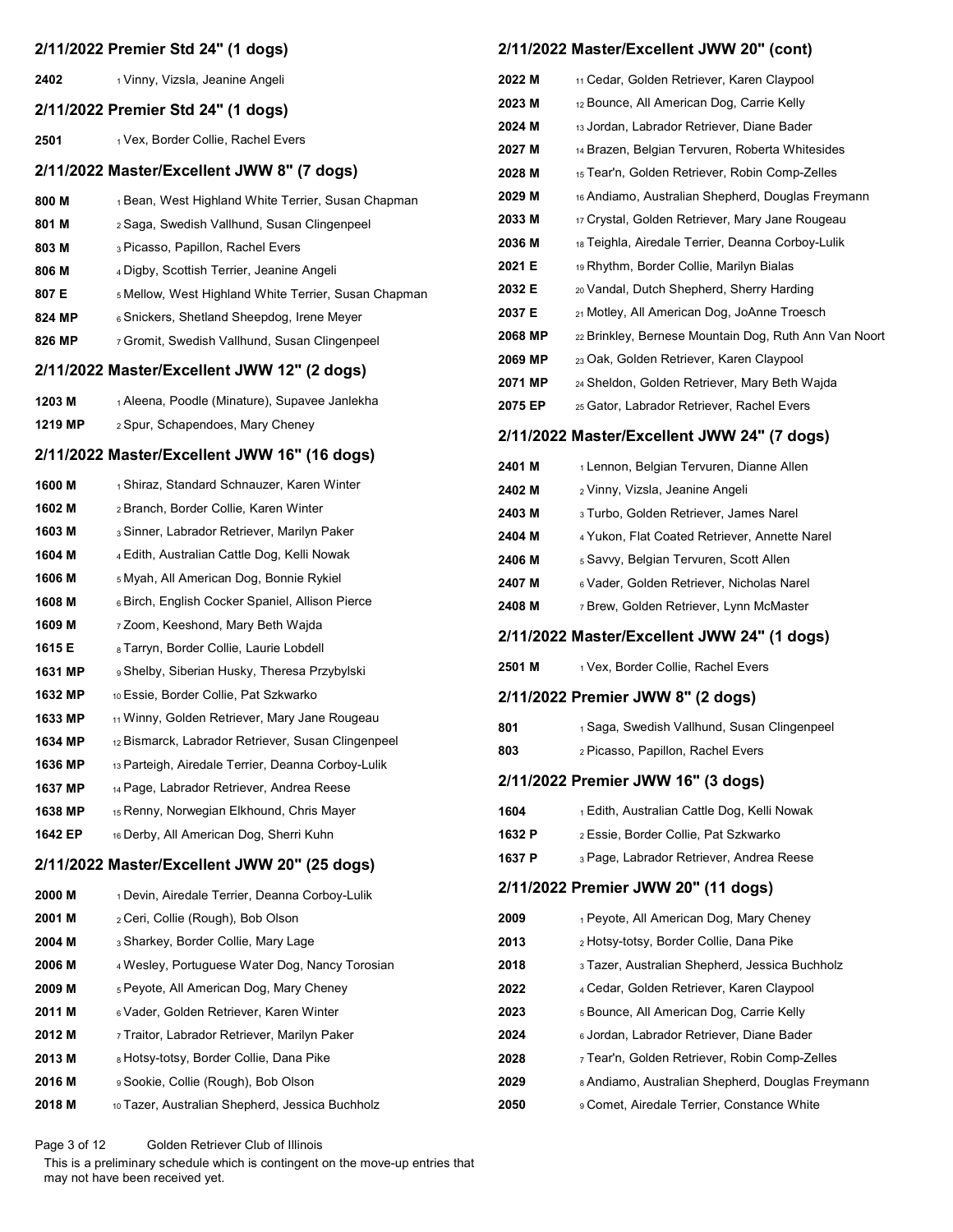## 2/11/2022 Premier Std 24" (1 dogs)

| | |
|---|---|
| 2402 | 1 Vinny, Vizsla, Jeanine Angeli |

## 2/11/2022 Premier Std 24" (1 dogs)

| | |
|---|---|
| 2501 | 1 Vex, Border Collie, Rachel Evers |

## 2/11/2022 Master/Excellent JWW 8" (7 dogs)

| | |
|---|---|
| 800 M | 1 Bean, West Highland White Terrier, Susan Chapman |
| 801 M | 2 Saga, Swedish Vallhund, Susan Clingenpeel |
| 803 M | 3 Picasso, Papillon, Rachel Evers |
| 806 M | 4 Digby, Scottish Terrier, Jeanine Angeli |
| 807 E | 5 Mellow, West Highland White Terrier, Susan Chapman |
| 824 MP | 6 Snickers, Shetland Sheepdog, Irene Meyer |
| 826 MP | 7 Gromit, Swedish Vallhund, Susan Clingenpeel |

## 2/11/2022 Master/Excellent JWW 12" (2 dogs)

| | |
|---|---|
| 1203 M | 1 Aleena, Poodle (Minature), Supavee Janlekha |
| 1219 MP | 2 Spur, Schapendoes, Mary Cheney |

## 2/11/2022 Master/Excellent JWW 16" (16 dogs)

| | |
|---|---|
| 1600 M | 1 Shiraz, Standard Schnauzer, Karen Winter |
| 1602 M | 2 Branch, Border Collie, Karen Winter |
| 1603 M | 3 Sinner, Labrador Retriever, Marilyn Paker |
| 1604 M | 4 Edith, Australian Cattle Dog, Kelli Nowak |
| 1606 M | 5 Myah, All American Dog, Bonnie Rykiel |
| 1608 M | 6 Birch, English Cocker Spaniel, Allison Pierce |
| 1609 M | 7 Zoom, Keeshond, Mary Beth Wajda |
| 1615 E | 8 Tarryn, Border Collie, Laurie Lobdell |
| 1631 MP | 9 Shelby, Siberian Husky, Theresa Przybylski |
| 1632 MP | 10 Essie, Border Collie, Pat Szkwarko |
| 1633 MP | 11 Winny, Golden Retriever, Mary Jane Rougeau |
| 1634 MP | 12 Bismarck, Labrador Retriever, Susan Clingenpeel |
| 1636 MP | 13 Parteigh, Airedale Terrier, Deanna Corboy-Lulik |
| 1637 MP | 14 Page, Labrador Retriever, Andrea Reese |
| 1638 MP | 15 Renny, Norwegian Elkhound, Chris Mayer |
| 1642 EP | 16 Derby, All American Dog, Sherri Kuhn |

## 2/11/2022 Master/Excellent JWW 20" (25 dogs)

| | |
|---|---|
| 2000 M | 1 Devin, Airedale Terrier, Deanna Corboy-Lulik |
| 2001 M | 2 Ceri, Collie (Rough), Bob Olson |
| 2004 M | 3 Sharkey, Border Collie, Mary Lage |
| 2006 M | 4 Wesley, Portuguese Water Dog, Nancy Torosian |
| 2009 M | 5 Peyote, All American Dog, Mary Cheney |
| 2011 M | 6 Vader, Golden Retriever, Karen Winter |
| 2012 M | 7 Traitor, Labrador Retriever, Marilyn Paker |
| 2013 M | 8 Hotsy-totsy, Border Collie, Dana Pike |
| 2016 M | 9 Sookie, Collie (Rough), Bob Olson |
| 2018 M | 10 Tazer, Australian Shepherd, Jessica Buchholz |

## 2/11/2022 Master/Excellent JWW 20" (cont)

| | |
|---|---|
| 2022 M | 11 Cedar, Golden Retriever, Karen Claypool |
| 2023 M | 12 Bounce, All American Dog, Carrie Kelly |
| 2024 M | 13 Jordan, Labrador Retriever, Diane Bader |
| 2027 M | 14 Brazen, Belgian Tervuren, Roberta Whitesides |
| 2028 M | 15 Tear'n, Golden Retriever, Robin Comp-Zelles |
| 2029 M | 16 Andiamo, Australian Shepherd, Douglas Freymann |
| 2033 M | 17 Crystal, Golden Retriever, Mary Jane Rougeau |
| 2036 M | 18 Teighla, Airedale Terrier, Deanna Corboy-Lulik |
| 2021 E | 19 Rhythm, Border Collie, Marilyn Bialas |
| 2032 E | 20 Vandal, Dutch Shepherd, Sherry Harding |
| 2037 E | 21 Motley, All American Dog, JoAnne Troesch |
| 2068 MP | 22 Brinkley, Bernese Mountain Dog, Ruth Ann Van Noort |
| 2069 MP | 23 Oak, Golden Retriever, Karen Claypool |
| 2071 MP | 24 Sheldon, Golden Retriever, Mary Beth Wajda |
| 2075 EP | 25 Gator, Labrador Retriever, Rachel Evers |

## 2/11/2022 Master/Excellent JWW 24" (7 dogs)

| | |
|---|---|
| 2401 M | 1 Lennon, Belgian Tervuren, Dianne Allen |
| 2402 M | 2 Vinny, Vizsla, Jeanine Angeli |
| 2403 M | 3 Turbo, Golden Retriever, James Narel |
| 2404 M | 4 Yukon, Flat Coated Retriever, Annette Narel |
| 2406 M | 5 Savvy, Belgian Tervuren, Scott Allen |
| 2407 M | 6 Vader, Golden Retriever, Nicholas Narel |
| 2408 M | 7 Brew, Golden Retriever, Lynn McMaster |

## 2/11/2022 Master/Excellent JWW 24" (1 dogs)

| | |
|---|---|
| 2501 M | 1 Vex, Border Collie, Rachel Evers |

## 2/11/2022 Premier JWW 8" (2 dogs)

| | |
|---|---|
| 801 | 1 Saga, Swedish Vallhund, Susan Clingenpeel |
| 803 | 2 Picasso, Papillon, Rachel Evers |

## 2/11/2022 Premier JWW 16" (3 dogs)

| | |
|---|---|
| 1604 | 1 Edith, Australian Cattle Dog, Kelli Nowak |
| 1632 P | 2 Essie, Border Collie, Pat Szkwarko |
| 1637 P | 3 Page, Labrador Retriever, Andrea Reese |

## 2/11/2022 Premier JWW 20" (11 dogs)

| | |
|---|---|
| 2009 | 1 Peyote, All American Dog, Mary Cheney |
| 2013 | 2 Hotsy-totsy, Border Collie, Dana Pike |
| 2018 | 3 Tazer, Australian Shepherd, Jessica Buchholz |
| 2022 | 4 Cedar, Golden Retriever, Karen Claypool |
| 2023 | 5 Bounce, All American Dog, Carrie Kelly |
| 2024 | 6 Jordan, Labrador Retriever, Diane Bader |
| 2028 | 7 Tear'n, Golden Retriever, Robin Comp-Zelles |
| 2029 | 8 Andiamo, Australian Shepherd, Douglas Freymann |
| 2050 | 9 Comet, Airedale Terrier, Constance White |

Golden Retriever Club of Illinois

This is a preliminary schedule which is contingent on the move-up entries that may not have been received yet.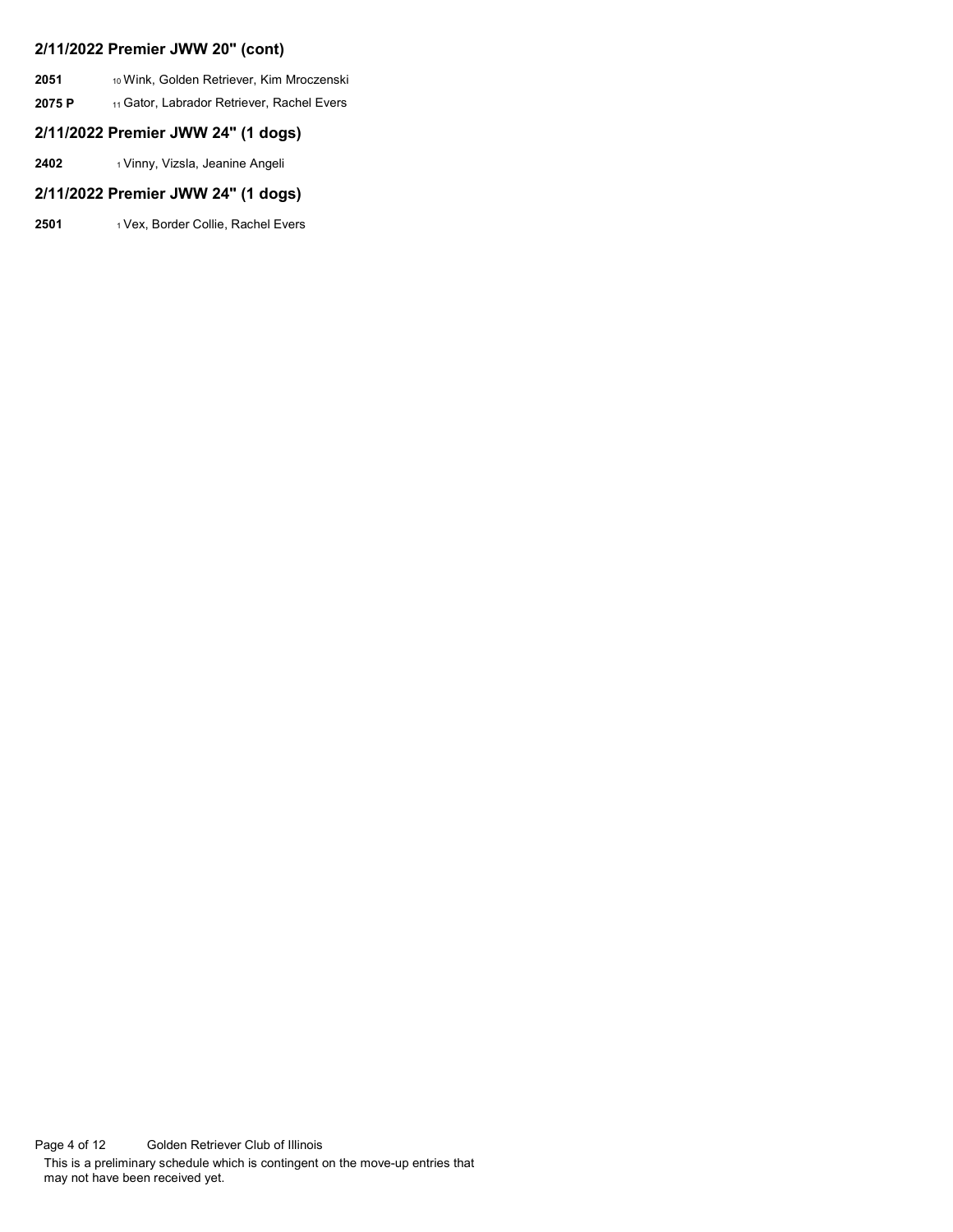## 2/11/2022 Premier JWW 20" (cont)

**2051** 10 Wink, Golden Retriever, Kim Mroczenski

**2075 P** 11 Gator, Labrador Retriever, Rachel Evers

## 2/11/2022 Premier JWW 24" (1 dogs)

**2402** 1 Vinny, Vizsla, Jeanine Angeli

## 2/11/2022 Premier JWW 24" (1 dogs)

**2501** 1 Vex, Border Collie, Rachel Evers

This is a preliminary schedule which is contingent on the move-up entries that may not have been received yet.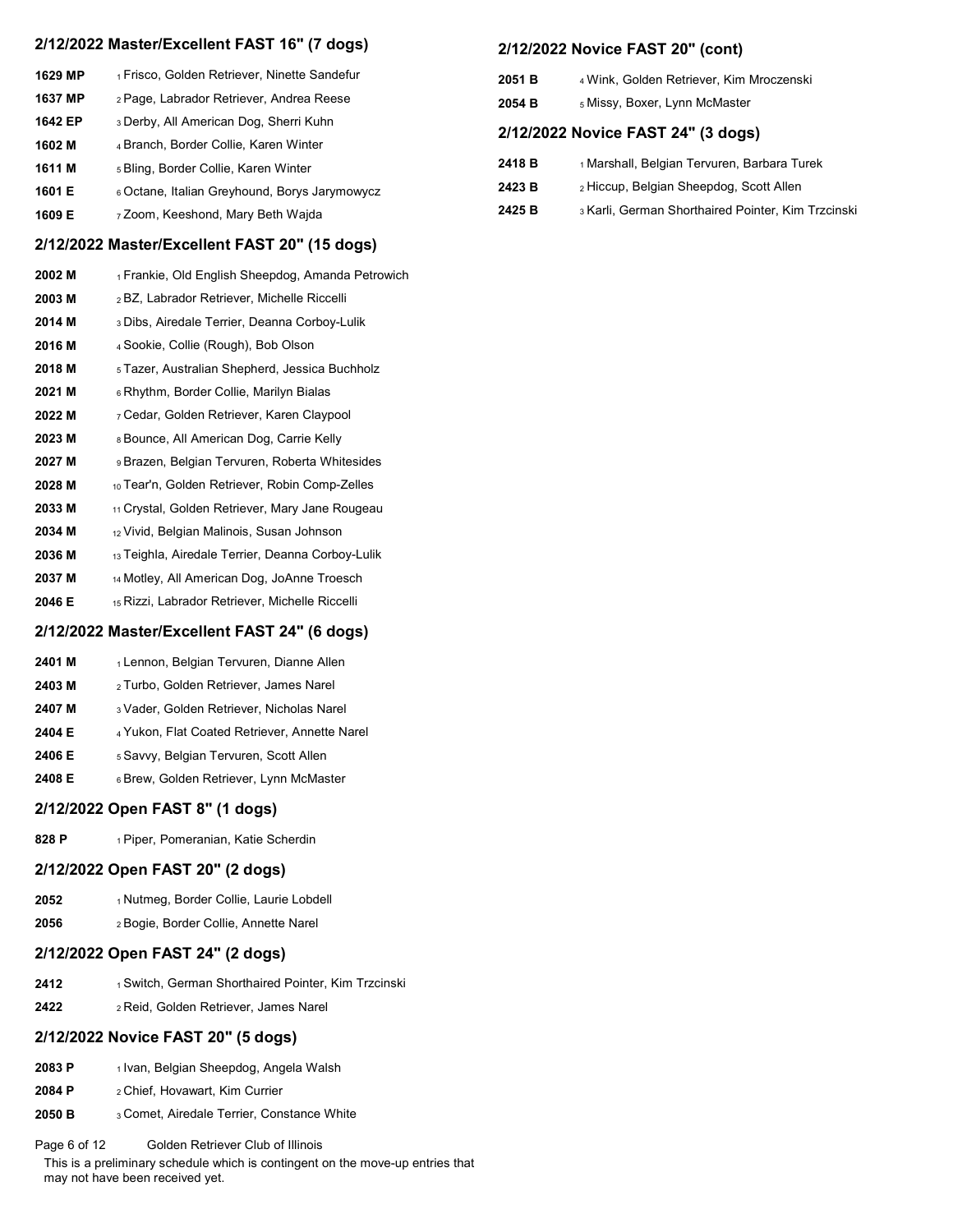## 2/12/2022 Master/Excellent FAST 16" (7 dogs)

| | |
|---|---|
| 1629 MP | 1 Frisco, Golden Retriever, Ninette Sandefur |
| 1637 MP | 2 Page, Labrador Retriever, Andrea Reese |
| 1642 EP | 3 Derby, All American Dog, Sherri Kuhn |
| 1602 M | 4 Branch, Border Collie, Karen Winter |
| 1611 M | 5 Bling, Border Collie, Karen Winter |
| 1601 E | 6 Octane, Italian Greyhound, Borys Jarymowycz |
| 1609 E | 7 Zoom, Keeshond, Mary Beth Wajda |

## 2/12/2022 Master/Excellent FAST 20" (15 dogs)

| | |
|---|---|
| 2002 M | 1 Frankie, Old English Sheepdog, Amanda Petrowich |
| 2003 M | 2 BZ, Labrador Retriever, Michelle Riccelli |
| 2014 M | 3 Dibs, Airedale Terrier, Deanna Corboy-Lulik |
| 2016 M | 4 Sookie, Collie (Rough), Bob Olson |
| 2018 M | 5 Tazer, Australian Shepherd, Jessica Buchholz |
| 2021 M | 6 Rhythm, Border Collie, Marilyn Bialas |
| 2022 M | 7 Cedar, Golden Retriever, Karen Claypool |
| 2023 M | 8 Bounce, All American Dog, Carrie Kelly |
| 2027 M | 9 Brazen, Belgian Tervuren, Roberta Whitesides |
| 2028 M | 10 Tear'n, Golden Retriever, Robin Comp-Zelles |
| 2033 M | 11 Crystal, Golden Retriever, Mary Jane Rougeau |
| 2034 M | 12 Vivid, Belgian Malinois, Susan Johnson |
| 2036 M | 13 Teighla, Airedale Terrier, Deanna Corboy-Lulik |
| 2037 M | 14 Motley, All American Dog, JoAnne Troesch |
| 2046 E | 15 Rizzi, Labrador Retriever, Michelle Riccelli |

## 2/12/2022 Master/Excellent FAST 24" (6 dogs)

| | |
|---|---|
| 2401 M | 1 Lennon, Belgian Tervuren, Dianne Allen |
| 2403 M | 2 Turbo, Golden Retriever, James Narel |
| 2407 M | 3 Vader, Golden Retriever, Nicholas Narel |
| 2404 E | 4 Yukon, Flat Coated Retriever, Annette Narel |
| 2406 E | 5 Savvy, Belgian Tervuren, Scott Allen |
| 2408 E | 6 Brew, Golden Retriever, Lynn McMaster |

## 2/12/2022 Open FAST 8" (1 dogs)

| | |
|---|---|
| 828 P | 1 Piper, Pomeranian, Katie Scherdin |

## 2/12/2022 Open FAST 20" (2 dogs)

| | |
|---|---|
| 2052 | 1 Nutmeg, Border Collie, Laurie Lobdell |
| 2056 | 2 Bogie, Border Collie, Annette Narel |

## 2/12/2022 Open FAST 24" (2 dogs)

| | |
|---|---|
| 2412 | 1 Switch, German Shorthaired Pointer, Kim Trzcinski |
| 2422 | 2 Reid, Golden Retriever, James Narel |

## 2/12/2022 Novice FAST 20" (5 dogs)

| | |
|---|---|
| 2083 P | 1 Ivan, Belgian Sheepdog, Angela Walsh |
| 2084 P | 2 Chief, Hovawart, Kim Currier |
| 2050 B | 3 Comet, Airedale Terrier, Constance White |

## 2/12/2022 Novice FAST 20" (cont)

| | |
|---|---|
| 2051 B | 4 Wink, Golden Retriever, Kim Mroczenski |
| 2054 B | 5 Missy, Boxer, Lynn McMaster |

## 2/12/2022 Novice FAST 24" (3 dogs)

| | |
|---|---|
| 2418 B | 1 Marshall, Belgian Tervuren, Barbara Turek |
| 2423 B | 2 Hiccup, Belgian Sheepdog, Scott Allen |
| 2425 B | 3 Karli, German Shorthaired Pointer, Kim Trzcinski |

This is a preliminary schedule which is contingent on the move-up entries that may not have been received yet.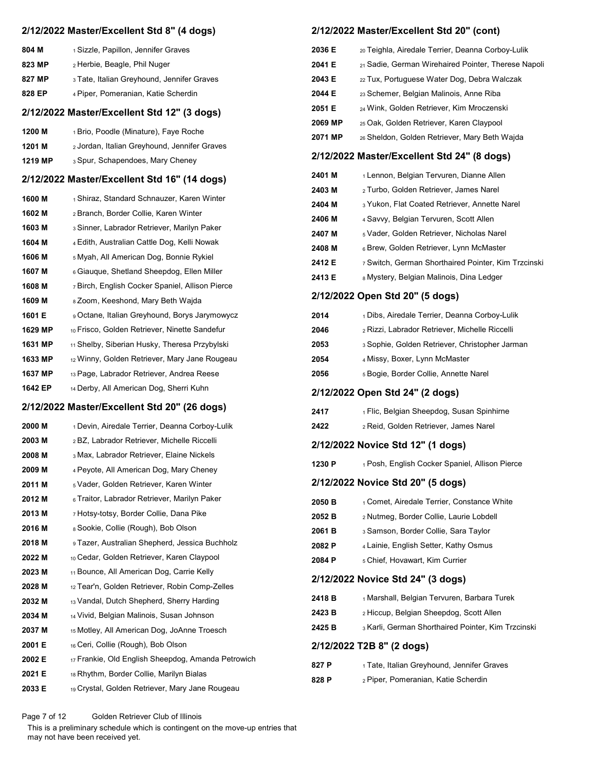## 2/12/2022 Master/Excellent Std 8" (4 dogs)

| | |
|---|---|
| 804 M | 1 Sizzle, Papillon, Jennifer Graves |
| 823 MP | 2 Herbie, Beagle, Phil Nuger |
| 827 MP | 3 Tate, Italian Greyhound, Jennifer Graves |
| 828 EP | 4 Piper, Pomeranian, Katie Scherdin |

## 2/12/2022 Master/Excellent Std 12" (3 dogs)

| | |
|---|---|
| 1200 M | 1 Brio, Poodle (Miniature), Faye Roche |
| 1201 M | 2 Jordan, Italian Greyhound, Jennifer Graves |
| 1219 MP | 3 Spur, Schapendoes, Mary Cheney |

## 2/12/2022 Master/Excellent Std 16" (14 dogs)

| | |
|---|---|
| 1600 M | 1 Shiraz, Standard Schnauzer, Karen Winter |
| 1602 M | 2 Branch, Border Collie, Karen Winter |
| 1603 M | 3 Sinner, Labrador Retriever, Marilyn Paker |
| 1604 M | 4 Edith, Australian Cattle Dog, Kelli Nowak |
| 1606 M | 5 Myah, All American Dog, Bonnie Rykiel |
| 1607 M | 6 Giauque, Shetland Sheepdog, Ellen Miller |
| 1608 M | 7 Birch, English Cocker Spaniel, Allison Pierce |
| 1609 M | 8 Zoom, Keeshond, Mary Beth Wajda |
| 1601 E | 9 Octane, Italian Greyhound, Borys Jarymowycz |
| 1629 MP | 10 Frisco, Golden Retriever, Ninette Sandefur |
| 1631 MP | 11 Shelby, Siberian Husky, Theresa Przybylski |
| 1633 MP | 12 Winny, Golden Retriever, Mary Jane Rougeau |
| 1637 MP | 13 Page, Labrador Retriever, Andrea Reese |
| 1642 EP | 14 Derby, All American Dog, Sherri Kuhn |

## 2/12/2022 Master/Excellent Std 20" (26 dogs)

| | |
|---|---|
| 2000 M | 1 Devin, Airedale Terrier, Deanna Corboy-Lulik |
| 2003 M | 2 BZ, Labrador Retriever, Michelle Riccelli |
| 2008 M | 3 Max, Labrador Retriever, Elaine Nickels |
| 2009 M | 4 Peyote, All American Dog, Mary Cheney |
| 2011 M | 5 Vader, Golden Retriever, Karen Winter |
| 2012 M | 6 Traitor, Labrador Retriever, Marilyn Paker |
| 2013 M | 7 Hotsy-totsy, Border Collie, Dana Pike |
| 2016 M | 8 Sookie, Collie (Rough), Bob Olson |
| 2018 M | 9 Tazer, Australian Shepherd, Jessica Buchholz |
| 2022 M | 10 Cedar, Golden Retriever, Karen Claypool |
| 2023 M | 11 Bounce, All American Dog, Carrie Kelly |
| 2028 M | 12 Tear'n, Golden Retriever, Robin Comp-Zelles |
| 2032 M | 13 Vandal, Dutch Shepherd, Sherry Harding |
| 2034 M | 14 Vivid, Belgian Malinois, Susan Johnson |
| 2037 M | 15 Motley, All American Dog, JoAnne Troesch |
| 2001 E | 16 Ceri, Collie (Rough), Bob Olson |
| 2002 E | 17 Frankie, Old English Sheepdog, Amanda Petrowich |
| 2021 E | 18 Rhythm, Border Collie, Marilyn Bialas |
| 2033 E | 19 Crystal, Golden Retriever, Mary Jane Rougeau |

## 2/12/2022 Master/Excellent Std 20" (cont)

| | |
|---|---|
| 2036 E | 20 Teighla, Airedale Terrier, Deanna Corboy-Lulik |
| 2041 E | 21 Sadie, German Wirehaired Pointer, Therese Napoli |
| 2043 E | 22 Tux, Portuguese Water Dog, Debra Walczak |
| 2044 E | 23 Schemer, Belgian Malinois, Anne Riba |
| 2051 E | 24 Wink, Golden Retriever, Kim Mroczenski |
| 2069 MP | 25 Oak, Golden Retriever, Karen Claypool |
| 2071 MP | 26 Sheldon, Golden Retriever, Mary Beth Wajda |

## 2/12/2022 Master/Excellent Std 24" (8 dogs)

| | |
|---|---|
| 2401 M | 1 Lennon, Belgian Tervuren, Dianne Allen |
| 2403 M | 2 Turbo, Golden Retriever, James Narel |
| 2404 M | 3 Yukon, Flat Coated Retriever, Annette Narel |
| 2406 M | 4 Savvy, Belgian Tervuren, Scott Allen |
| 2407 M | 5 Vader, Golden Retriever, Nicholas Narel |
| 2408 M | 6 Brew, Golden Retriever, Lynn McMaster |
| 2412 E | 7 Switch, German Shorthaired Pointer, Kim Trzcinski |
| 2413 E | 8 Mystery, Belgian Malinois, Dina Ledger |

## 2/12/2022 Open Std 20" (5 dogs)

| | |
|---|---|
| 2014 | 1 Dibs, Airedale Terrier, Deanna Corboy-Lulik |
| 2046 | 2 Rizzi, Labrador Retriever, Michelle Riccelli |
| 2053 | 3 Sophie, Golden Retriever, Christopher Jarman |
| 2054 | 4 Missy, Boxer, Lynn McMaster |
| 2056 | 5 Bogie, Border Collie, Annette Narel |

## 2/12/2022 Open Std 24" (2 dogs)

| | |
|---|---|
| 2417 | 1 Flic, Belgian Sheepdog, Susan Spinhirne |
| 2422 | 2 Reid, Golden Retriever, James Narel |

## 2/12/2022 Novice Std 12" (1 dogs)

| | |
|---|---|
| 1230 P | 1 Posh, English Cocker Spaniel, Allison Pierce |

## 2/12/2022 Novice Std 20" (5 dogs)

| | |
|---|---|
| 2050 B | 1 Comet, Airedale Terrier, Constance White |
| 2052 B | 2 Nutmeg, Border Collie, Laurie Lobdell |
| 2061 B | 3 Samson, Border Collie, Sara Taylor |
| 2082 P | 4 Lainie, English Setter, Kathy Osmus |
| 2084 P | 5 Chief, Hovawart, Kim Currier |

## 2/12/2022 Novice Std 24" (3 dogs)

| | |
|---|---|
| 2418 B | 1 Marshall, Belgian Tervuren, Barbara Turek |
| 2423 B | 2 Hiccup, Belgian Sheepdog, Scott Allen |
| 2425 B | 3 Karli, German Shorthaired Pointer, Kim Trzcinski |

## 2/12/2022 T2B 8" (2 dogs)

| | |
|---|---|
| 827 P | 1 Tate, Italian Greyhound, Jennifer Graves |
| 828 P | 2 Piper, Pomeranian, Katie Scherdin |

This is a preliminary schedule which is contingent on the move-up entries that may not have been received yet.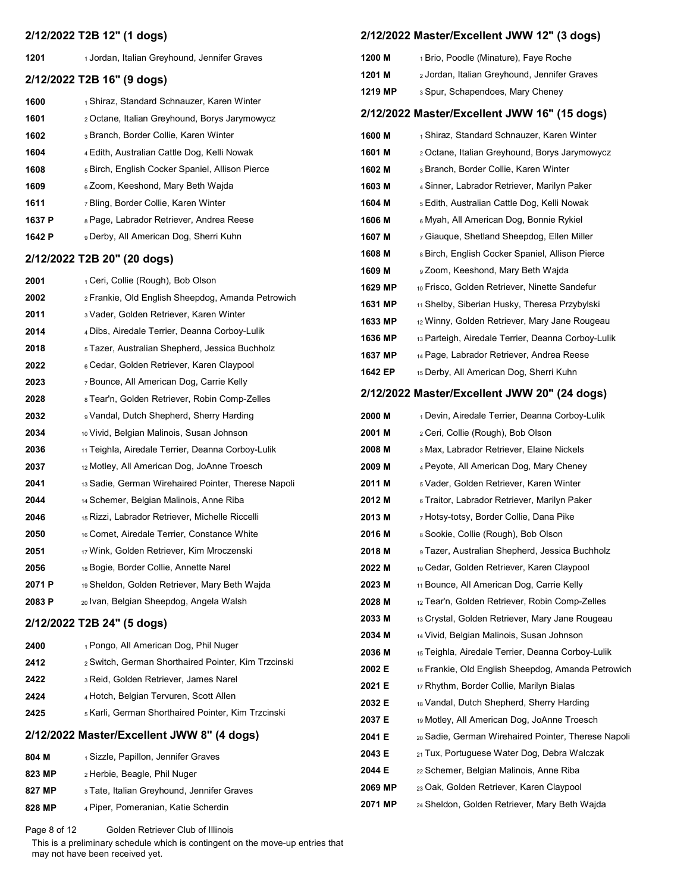## 2/12/2022 T2B 12" (1 dogs)

| | |
|---|---|
| 1201 | 1 Jordan, Italian Greyhound, Jennifer Graves |

## 2/12/2022 T2B 16" (9 dogs)

| | |
|---|---|
| 1600 | 1 Shiraz, Standard Schnauzer, Karen Winter |
| 1601 | 2 Octane, Italian Greyhound, Borys Jarymowycz |
| 1602 | 3 Branch, Border Collie, Karen Winter |
| 1604 | 4 Edith, Australian Cattle Dog, Kelli Nowak |
| 1608 | 5 Birch, English Cocker Spaniel, Allison Pierce |
| 1609 | 6 Zoom, Keeshond, Mary Beth Wajda |
| 1611 | 7 Bling, Border Collie, Karen Winter |
| 1637 P | 8 Page, Labrador Retriever, Andrea Reese |
| 1642 P | 9 Derby, All American Dog, Sherri Kuhn |

## 2/12/2022 T2B 20" (20 dogs)

| | |
|---|---|
| 2001 | 1 Ceri, Collie (Rough), Bob Olson |
| 2002 | 2 Frankie, Old English Sheepdog, Amanda Petrowich |
| 2011 | 3 Vader, Golden Retriever, Karen Winter |
| 2014 | 4 Dibs, Airedale Terrier, Deanna Corboy-Lulik |
| 2018 | 5 Tazer, Australian Shepherd, Jessica Buchholz |
| 2022 | 6 Cedar, Golden Retriever, Karen Claypool |
| 2023 | 7 Bounce, All American Dog, Carrie Kelly |
| 2028 | 8 Tear'n, Golden Retriever, Robin Comp-Zelles |
| 2032 | 9 Vandal, Dutch Shepherd, Sherry Harding |
| 2034 | 10 Vivid, Belgian Malinois, Susan Johnson |
| 2036 | 11 Teighla, Airedale Terrier, Deanna Corboy-Lulik |
| 2037 | 12 Motley, All American Dog, JoAnne Troesch |
| 2041 | 13 Sadie, German Wirehaired Pointer, Therese Napoli |
| 2044 | 14 Schemer, Belgian Malinois, Anne Riba |
| 2046 | 15 Rizzi, Labrador Retriever, Michelle Riccelli |
| 2050 | 16 Comet, Airedale Terrier, Constance White |
| 2051 | 17 Wink, Golden Retriever, Kim Mroczenski |
| 2056 | 18 Bogie, Border Collie, Annette Narel |
| 2071 P | 19 Sheldon, Golden Retriever, Mary Beth Wajda |
| 2083 P | 20 Ivan, Belgian Sheepdog, Angela Walsh |

## 2/12/2022 T2B 24" (5 dogs)

| | |
|---|---|
| 2400 | 1 Pongo, All American Dog, Phil Nuger |
| 2412 | 2 Switch, German Shorthaired Pointer, Kim Trzcinski |
| 2422 | 3 Reid, Golden Retriever, James Narel |
| 2424 | 4 Hotch, Belgian Tervuren, Scott Allen |
| 2425 | 5 Karli, German Shorthaired Pointer, Kim Trzcinski |

## 2/12/2022 Master/Excellent JWW 8" (4 dogs)

| | |
|---|---|
| 804 M | 1 Sizzle, Papillon, Jennifer Graves |
| 823 MP | 2 Herbie, Beagle, Phil Nuger |
| 827 MP | 3 Tate, Italian Greyhound, Jennifer Graves |
| 828 MP | 4 Piper, Pomeranian, Katie Scherdin |

## 2/12/2022 Master/Excellent JWW 12" (3 dogs)

| | |
|---|---|
| 1200 M | 1 Brio, Poodle (Minature), Faye Roche |
| 1201 M | 2 Jordan, Italian Greyhound, Jennifer Graves |
| 1219 MP | 3 Spur, Schapendoes, Mary Cheney |

## 2/12/2022 Master/Excellent JWW 16" (15 dogs)

| | |
|---|---|
| 1600 M | 1 Shiraz, Standard Schnauzer, Karen Winter |
| 1601 M | 2 Octane, Italian Greyhound, Borys Jarymowycz |
| 1602 M | 3 Branch, Border Collie, Karen Winter |
| 1603 M | 4 Sinner, Labrador Retriever, Marilyn Paker |
| 1604 M | 5 Edith, Australian Cattle Dog, Kelli Nowak |
| 1606 M | 6 Myah, All American Dog, Bonnie Rykiel |
| 1607 M | 7 Giauque, Shetland Sheepdog, Ellen Miller |
| 1608 M | 8 Birch, English Cocker Spaniel, Allison Pierce |
| 1609 M | 9 Zoom, Keeshond, Mary Beth Wajda |
| 1629 MP | 10 Frisco, Golden Retriever, Ninette Sandefur |
| 1631 MP | 11 Shelby, Siberian Husky, Theresa Przybylski |
| 1633 MP | 12 Winny, Golden Retriever, Mary Jane Rougeau |
| 1636 MP | 13 Parteigh, Airedale Terrier, Deanna Corboy-Lulik |
| 1637 MP | 14 Page, Labrador Retriever, Andrea Reese |
| 1642 EP | 15 Derby, All American Dog, Sherri Kuhn |

## 2/12/2022 Master/Excellent JWW 20" (24 dogs)

| | |
|---|---|
| 2000 M | 1 Devin, Airedale Terrier, Deanna Corboy-Lulik |
| 2001 M | 2 Ceri, Collie (Rough), Bob Olson |
| 2008 M | 3 Max, Labrador Retriever, Elaine Nickels |
| 2009 M | 4 Peyote, All American Dog, Mary Cheney |
| 2011 M | 5 Vader, Golden Retriever, Karen Winter |
| 2012 M | 6 Traitor, Labrador Retriever, Marilyn Paker |
| 2013 M | 7 Hotsy-totsy, Border Collie, Dana Pike |
| 2016 M | 8 Sookie, Collie (Rough), Bob Olson |
| 2018 M | 9 Tazer, Australian Shepherd, Jessica Buchholz |
| 2022 M | 10 Cedar, Golden Retriever, Karen Claypool |
| 2023 M | 11 Bounce, All American Dog, Carrie Kelly |
| 2028 M | 12 Tear'n, Golden Retriever, Robin Comp-Zelles |
| 2033 M | 13 Crystal, Golden Retriever, Mary Jane Rougeau |
| 2034 M | 14 Vivid, Belgian Malinois, Susan Johnson |
| 2036 M | 15 Teighla, Airedale Terrier, Deanna Corboy-Lulik |
| 2002 E | 16 Frankie, Old English Sheepdog, Amanda Petrowich |
| 2021 E | 17 Rhythm, Border Collie, Marilyn Bialas |
| 2032 E | 18 Vandal, Dutch Shepherd, Sherry Harding |
| 2037 E | 19 Motley, All American Dog, JoAnne Troesch |
| 2041 E | 20 Sadie, German Wirehaired Pointer, Therese Napoli |
| 2043 E | 21 Tux, Portuguese Water Dog, Debra Walczak |
| 2044 E | 22 Schemer, Belgian Malinois, Anne Riba |
| 2069 MP | 23 Oak, Golden Retriever, Karen Claypool |
| 2071 MP | 24 Sheldon, Golden Retriever, Mary Beth Wajda |

This is a preliminary schedule which is contingent on the move-up entries that may not have been received yet.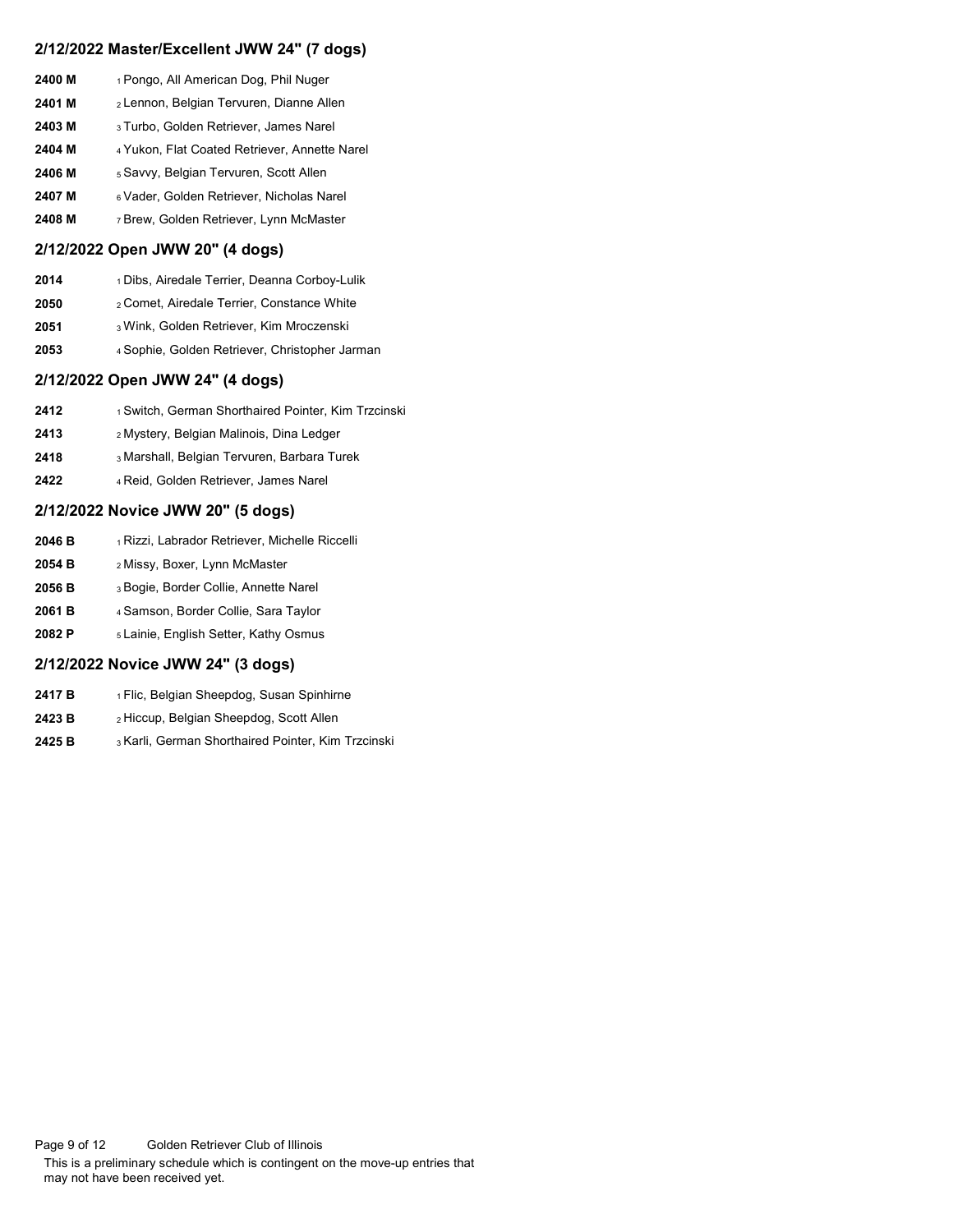## 2/12/2022 Master/Excellent JWW 24" (7 dogs)

| | |
|---|---|
| 2400 M | 1 Pongo, All American Dog, Phil Nuger |
| 2401 M | 2 Lennon, Belgian Tervuren, Dianne Allen |
| 2403 M | 3 Turbo, Golden Retriever, James Narel |
| 2404 M | 4 Yukon, Flat Coated Retriever, Annette Narel |
| 2406 M | 5 Savvy, Belgian Tervuren, Scott Allen |
| 2407 M | 6 Vader, Golden Retriever, Nicholas Narel |
| 2408 M | 7 Brew, Golden Retriever, Lynn McMaster |

## 2/12/2022 Open JWW 20" (4 dogs)

| | |
|---|---|
| 2014 | 1 Dibs, Airedale Terrier, Deanna Corboy-Lulik |
| 2050 | 2 Comet, Airedale Terrier, Constance White |
| 2051 | 3 Wink, Golden Retriever, Kim Mroczenski |
| 2053 | 4 Sophie, Golden Retriever, Christopher Jarman |

## 2/12/2022 Open JWW 24" (4 dogs)

| | |
|---|---|
| 2412 | 1 Switch, German Shorthaired Pointer, Kim Trzcinski |
| 2413 | 2 Mystery, Belgian Malinois, Dina Ledger |
| 2418 | 3 Marshall, Belgian Tervuren, Barbara Turek |
| 2422 | 4 Reid, Golden Retriever, James Narel |

## 2/12/2022 Novice JWW 20" (5 dogs)

| | |
|---|---|
| 2046 B | 1 Rizzi, Labrador Retriever, Michelle Riccelli |
| 2054 B | 2 Missy, Boxer, Lynn McMaster |
| 2056 B | 3 Bogie, Border Collie, Annette Narel |
| 2061 B | 4 Samson, Border Collie, Sara Taylor |
| 2082 P | 5 Lainie, English Setter, Kathy Osmus |

## 2/12/2022 Novice JWW 24" (3 dogs)

| | |
|---|---|
| 2417 B | 1 Flic, Belgian Sheepdog, Susan Spinhirne |
| 2423 B | 2 Hiccup, Belgian Sheepdog, Scott Allen |
| 2425 B | 3 Karli, German Shorthaired Pointer, Kim Trzcinski |

Golden Retriever Club of Illinois

This is a preliminary schedule which is contingent on the move-up entries that may not have been received yet.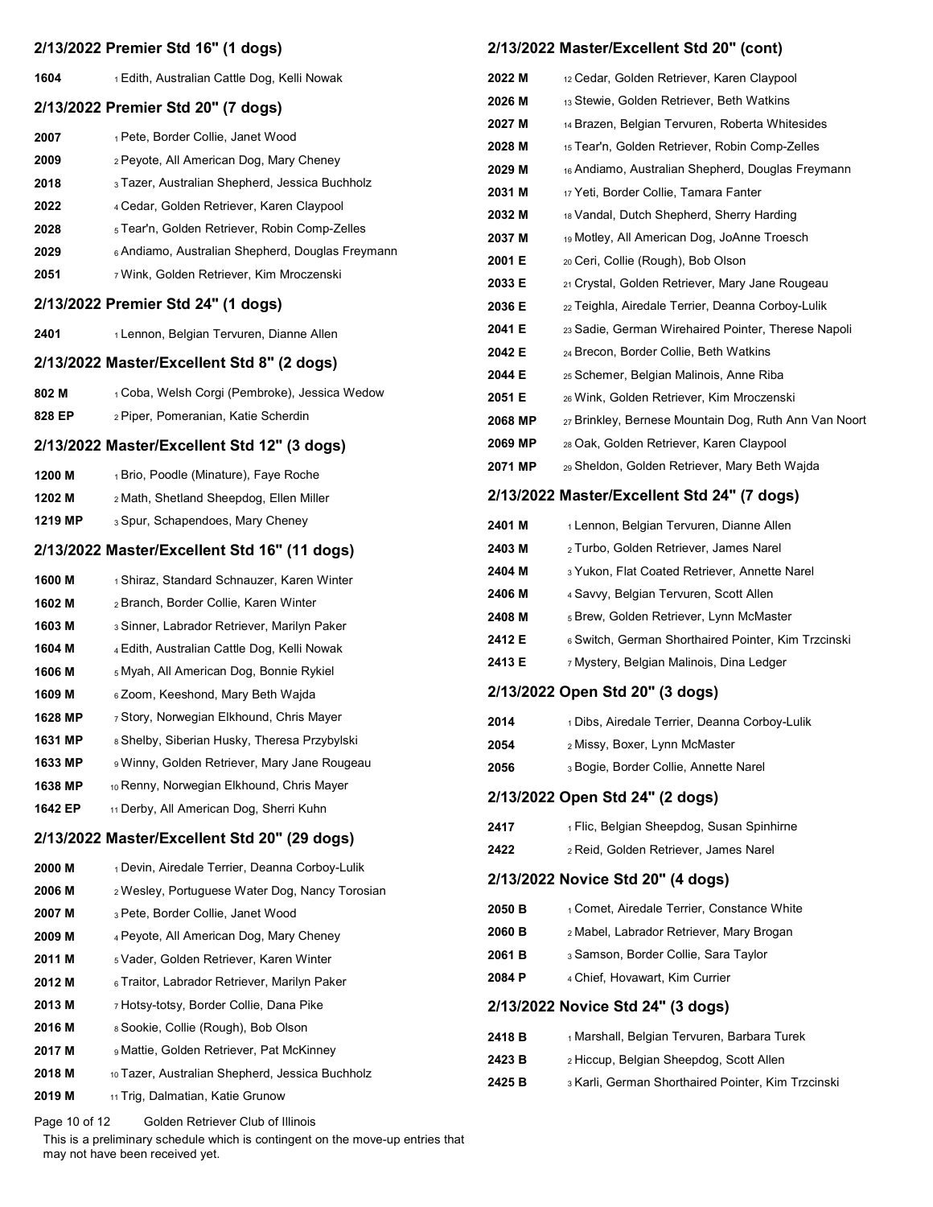## 2/13/2022 Premier Std 16" (1 dogs)

| | |
|---|---|
| 1604 | 1 Edith, Australian Cattle Dog, Kelli Nowak |

## 2/13/2022 Premier Std 20" (7 dogs)

| | |
|---|---|
| 2007 | 1 Pete, Border Collie, Janet Wood |
| 2009 | 2 Peyote, All American Dog, Mary Cheney |
| 2018 | 3 Tazer, Australian Shepherd, Jessica Buchholz |
| 2022 | 4 Cedar, Golden Retriever, Karen Claypool |
| 2028 | 5 Tear'n, Golden Retriever, Robin Comp-Zelles |
| 2029 | 6 Andiamo, Australian Shepherd, Douglas Freymann |
| 2051 | 7 Wink, Golden Retriever, Kim Mroczenski |

## 2/13/2022 Premier Std 24" (1 dogs)

| | |
|---|---|
| 2401 | 1 Lennon, Belgian Tervuren, Dianne Allen |

## 2/13/2022 Master/Excellent Std 8" (2 dogs)

| | |
|---|---|
| 802 M | 1 Coba, Welsh Corgi (Pembroke), Jessica Wedow |
| 828 EP | 2 Piper, Pomeranian, Katie Scherdin |

## 2/13/2022 Master/Excellent Std 12" (3 dogs)

| | |
|---|---|
| 1200 M | 1 Brio, Poodle (Minature), Faye Roche |
| 1202 M | 2 Math, Shetland Sheepdog, Ellen Miller |
| 1219 MP | 3 Spur, Schapendoes, Mary Cheney |

## 2/13/2022 Master/Excellent Std 16" (11 dogs)

| | |
|---|---|
| 1600 M | 1 Shiraz, Standard Schnauzer, Karen Winter |
| 1602 M | 2 Branch, Border Collie, Karen Winter |
| 1603 M | 3 Sinner, Labrador Retriever, Marilyn Paker |
| 1604 M | 4 Edith, Australian Cattle Dog, Kelli Nowak |
| 1606 M | 5 Myah, All American Dog, Bonnie Rykiel |
| 1609 M | 6 Zoom, Keeshond, Mary Beth Wajda |
| 1628 MP | 7 Story, Norwegian Elkhound, Chris Mayer |
| 1631 MP | 8 Shelby, Siberian Husky, Theresa Przybylski |
| 1633 MP | 9 Winny, Golden Retriever, Mary Jane Rougeau |
| 1638 MP | 10 Renny, Norwegian Elkhound, Chris Mayer |
| 1642 EP | 11 Derby, All American Dog, Sherri Kuhn |

## 2/13/2022 Master/Excellent Std 20" (29 dogs)

| | |
|---|---|
| 2000 M | 1 Devin, Airedale Terrier, Deanna Corboy-Lulik |
| 2006 M | 2 Wesley, Portuguese Water Dog, Nancy Torosian |
| 2007 M | 3 Pete, Border Collie, Janet Wood |
| 2009 M | 4 Peyote, All American Dog, Mary Cheney |
| 2011 M | 5 Vader, Golden Retriever, Karen Winter |
| 2012 M | 6 Traitor, Labrador Retriever, Marilyn Paker |
| 2013 M | 7 Hotsy-totsy, Border Collie, Dana Pike |
| 2016 M | 8 Sookie, Collie (Rough), Bob Olson |
| 2017 M | 9 Mattie, Golden Retriever, Pat McKinney |
| 2018 M | 10 Tazer, Australian Shepherd, Jessica Buchholz |
| 2019 M | 11 Trig, Dalmatian, Katie Grunow |

## 2/13/2022 Master/Excellent Std 20" (cont)

| | |
|---|---|
| 2022 M | 12 Cedar, Golden Retriever, Karen Claypool |
| 2026 M | 13 Stewie, Golden Retriever, Beth Watkins |
| 2027 M | 14 Brazen, Belgian Tervuren, Roberta Whitesides |
| 2028 M | 15 Tear'n, Golden Retriever, Robin Comp-Zelles |
| 2029 M | 16 Andiamo, Australian Shepherd, Douglas Freymann |
| 2031 M | 17 Yeti, Border Collie, Tamara Fanter |
| 2032 M | 18 Vandal, Dutch Shepherd, Sherry Harding |
| 2037 M | 19 Motley, All American Dog, JoAnne Troesch |
| 2001 E | 20 Ceri, Collie (Rough), Bob Olson |
| 2033 E | 21 Crystal, Golden Retriever, Mary Jane Rougeau |
| 2036 E | 22 Teighla, Airedale Terrier, Deanna Corboy-Lulik |
| 2041 E | 23 Sadie, German Wirehaired Pointer, Therese Napoli |
| 2042 E | 24 Brecon, Border Collie, Beth Watkins |
| 2044 E | 25 Schemer, Belgian Malinois, Anne Riba |
| 2051 E | 26 Wink, Golden Retriever, Kim Mroczenski |
| 2068 MP | 27 Brinkley, Bernese Mountain Dog, Ruth Ann Van Noort |
| 2069 MP | 28 Oak, Golden Retriever, Karen Claypool |
| 2071 MP | 29 Sheldon, Golden Retriever, Mary Beth Wajda |

## 2/13/2022 Master/Excellent Std 24" (7 dogs)

| | |
|---|---|
| 2401 M | 1 Lennon, Belgian Tervuren, Dianne Allen |
| 2403 M | 2 Turbo, Golden Retriever, James Narel |
| 2404 M | 3 Yukon, Flat Coated Retriever, Annette Narel |
| 2406 M | 4 Savvy, Belgian Tervuren, Scott Allen |
| 2408 M | 5 Brew, Golden Retriever, Lynn McMaster |
| 2412 E | 6 Switch, German Shorthaired Pointer, Kim Trzcinski |
| 2413 E | 7 Mystery, Belgian Malinois, Dina Ledger |

## 2/13/2022 Open Std 20" (3 dogs)

| | |
|---|---|
| 2014 | 1 Dibs, Airedale Terrier, Deanna Corboy-Lulik |
| 2054 | 2 Missy, Boxer, Lynn McMaster |
| 2056 | 3 Bogie, Border Collie, Annette Narel |

## 2/13/2022 Open Std 24" (2 dogs)

| | |
|---|---|
| 2417 | 1 Flic, Belgian Sheepdog, Susan Spinhirne |
| 2422 | 2 Reid, Golden Retriever, James Narel |

## 2/13/2022 Novice Std 20" (4 dogs)

| | |
|---|---|
| 2050 B | 1 Comet, Airedale Terrier, Constance White |
| 2060 B | 2 Mabel, Labrador Retriever, Mary Brogan |
| 2061 B | 3 Samson, Border Collie, Sara Taylor |
| 2084 P | 4 Chief, Hovawart, Kim Currier |

## 2/13/2022 Novice Std 24" (3 dogs)

| | |
|---|---|
| 2418 B | 1 Marshall, Belgian Tervuren, Barbara Turek |
| 2423 B | 2 Hiccup, Belgian Sheepdog, Scott Allen |
| 2425 B | 3 Karli, German Shorthaired Pointer, Kim Trzcinski |

Golden Retriever Club of Illinois

This is a preliminary schedule which is contingent on the move-up entries that may not have been received yet.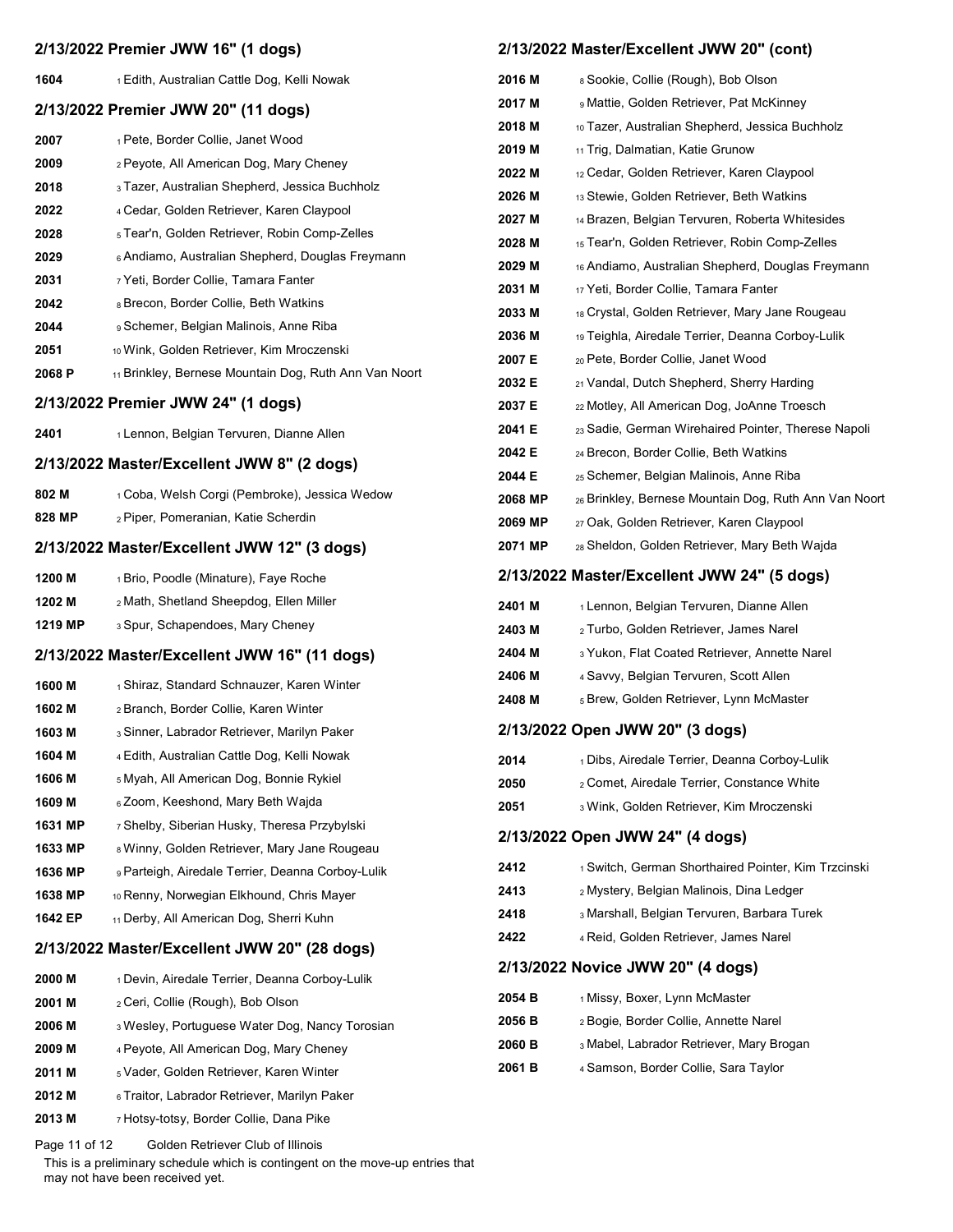## 2/13/2022 Premier JWW 16" (1 dogs)

| | |
|---|---|
| 1604 | 1 Edith, Australian Cattle Dog, Kelli Nowak |

## 2/13/2022 Premier JWW 20" (11 dogs)

| | |
|---|---|
| 2007 | 1 Pete, Border Collie, Janet Wood |
| 2009 | 2 Peyote, All American Dog, Mary Cheney |
| 2018 | 3 Tazer, Australian Shepherd, Jessica Buchholz |
| 2022 | 4 Cedar, Golden Retriever, Karen Claypool |
| 2028 | 5 Tear'n, Golden Retriever, Robin Comp-Zelles |
| 2029 | 6 Andiamo, Australian Shepherd, Douglas Freymann |
| 2031 | 7 Yeti, Border Collie, Tamara Fanter |
| 2042 | 8 Brecon, Border Collie, Beth Watkins |
| 2044 | 9 Schemer, Belgian Malinois, Anne Riba |
| 2051 | 10 Wink, Golden Retriever, Kim Mroczenski |
| 2068 P | 11 Brinkley, Bernese Mountain Dog, Ruth Ann Van Noort |

## 2/13/2022 Premier JWW 24" (1 dogs)

| | |
|---|---|
| 2401 | 1 Lennon, Belgian Tervuren, Dianne Allen |

## 2/13/2022 Master/Excellent JWW 8" (2 dogs)

| | |
|---|---|
| 802 M | 1 Coba, Welsh Corgi (Pembroke), Jessica Wedow |
| 828 MP | 2 Piper, Pomeranian, Katie Scherdin |

## 2/13/2022 Master/Excellent JWW 12" (3 dogs)

| | |
|---|---|
| 1200 M | 1 Brio, Poodle (Miniature), Faye Roche |
| 1202 M | 2 Math, Shetland Sheepdog, Ellen Miller |
| 1219 MP | 3 Spur, Schapendoes, Mary Cheney |

## 2/13/2022 Master/Excellent JWW 16" (11 dogs)

| | |
|---|---|
| 1600 M | 1 Shiraz, Standard Schnauzer, Karen Winter |
| 1602 M | 2 Branch, Border Collie, Karen Winter |
| 1603 M | 3 Sinner, Labrador Retriever, Marilyn Paker |
| 1604 M | 4 Edith, Australian Cattle Dog, Kelli Nowak |
| 1606 M | 5 Myah, All American Dog, Bonnie Rykiel |
| 1609 M | 6 Zoom, Keeshond, Mary Beth Wajda |
| 1631 MP | 7 Shelby, Siberian Husky, Theresa Przybylski |
| 1633 MP | 8 Winny, Golden Retriever, Mary Jane Rougeau |
| 1636 MP | 9 Parteigh, Airedale Terrier, Deanna Corboy-Lulik |
| 1638 MP | 10 Renny, Norwegian Elkhound, Chris Mayer |
| 1642 EP | 11 Derby, All American Dog, Sherri Kuhn |

## 2/13/2022 Master/Excellent JWW 20" (28 dogs)

| | |
|---|---|
| 2000 M | 1 Devin, Airedale Terrier, Deanna Corboy-Lulik |
| 2001 M | 2 Ceri, Collie (Rough), Bob Olson |
| 2006 M | 3 Wesley, Portuguese Water Dog, Nancy Torosian |
| 2009 M | 4 Peyote, All American Dog, Mary Cheney |
| 2011 M | 5 Vader, Golden Retriever, Karen Winter |
| 2012 M | 6 Traitor, Labrador Retriever, Marilyn Paker |
| 2013 M | 7 Hotsy-totsy, Border Collie, Dana Pike |
| 2016 M | 8 Sookie, Collie (Rough), Bob Olson |
| 2017 M | 9 Mattie, Golden Retriever, Pat McKinney |
| 2018 M | 10 Tazer, Australian Shepherd, Jessica Buchholz |
| 2019 M | 11 Trig, Dalmatian, Katie Grunow |
| 2022 M | 12 Cedar, Golden Retriever, Karen Claypool |
| 2026 M | 13 Stewie, Golden Retriever, Beth Watkins |
| 2027 M | 14 Brazen, Belgian Tervuren, Roberta Whitesides |
| 2028 M | 15 Tear'n, Golden Retriever, Robin Comp-Zelles |
| 2029 M | 16 Andiamo, Australian Shepherd, Douglas Freymann |
| 2031 M | 17 Yeti, Border Collie, Tamara Fanter |
| 2033 M | 18 Crystal, Golden Retriever, Mary Jane Rougeau |
| 2036 M | 19 Teighla, Airedale Terrier, Deanna Corboy-Lulik |
| 2007 E | 20 Pete, Border Collie, Janet Wood |
| 2032 E | 21 Vandal, Dutch Shepherd, Sherry Harding |
| 2037 E | 22 Motley, All American Dog, JoAnne Troesch |
| 2041 E | 23 Sadie, German Wirehaired Pointer, Therese Napoli |
| 2042 E | 24 Brecon, Border Collie, Beth Watkins |
| 2044 E | 25 Schemer, Belgian Malinois, Anne Riba |
| 2068 MP | 26 Brinkley, Bernese Mountain Dog, Ruth Ann Van Noort |
| 2069 MP | 27 Oak, Golden Retriever, Karen Claypool |
| 2071 MP | 28 Sheldon, Golden Retriever, Mary Beth Wajda |

## 2/13/2022 Master/Excellent JWW 24" (5 dogs)

| | |
|---|---|
| 2401 M | 1 Lennon, Belgian Tervuren, Dianne Allen |
| 2403 M | 2 Turbo, Golden Retriever, James Narel |
| 2404 M | 3 Yukon, Flat Coated Retriever, Annette Narel |
| 2406 M | 4 Savvy, Belgian Tervuren, Scott Allen |
| 2408 M | 5 Brew, Golden Retriever, Lynn McMaster |

## 2/13/2022 Open JWW 20" (3 dogs)

| | |
|---|---|
| 2014 | 1 Dibs, Airedale Terrier, Deanna Corboy-Lulik |
| 2050 | 2 Comet, Airedale Terrier, Constance White |
| 2051 | 3 Wink, Golden Retriever, Kim Mroczenski |

## 2/13/2022 Open JWW 24" (4 dogs)

| | |
|---|---|
| 2412 | 1 Switch, German Shorthaired Pointer, Kim Trzcinski |
| 2413 | 2 Mystery, Belgian Malinois, Dina Ledger |
| 2418 | 3 Marshall, Belgian Tervuren, Barbara Turek |
| 2422 | 4 Reid, Golden Retriever, James Narel |

## 2/13/2022 Novice JWW 20" (4 dogs)

| | |
|---|---|
| 2054 B | 1 Missy, Boxer, Lynn McMaster |
| 2056 B | 2 Bogie, Border Collie, Annette Narel |
| 2060 B | 3 Mabel, Labrador Retriever, Mary Brogan |
| 2061 B | 4 Samson, Border Collie, Sara Taylor |

This is a preliminary schedule which is contingent on the move-up entries that may not have been received yet.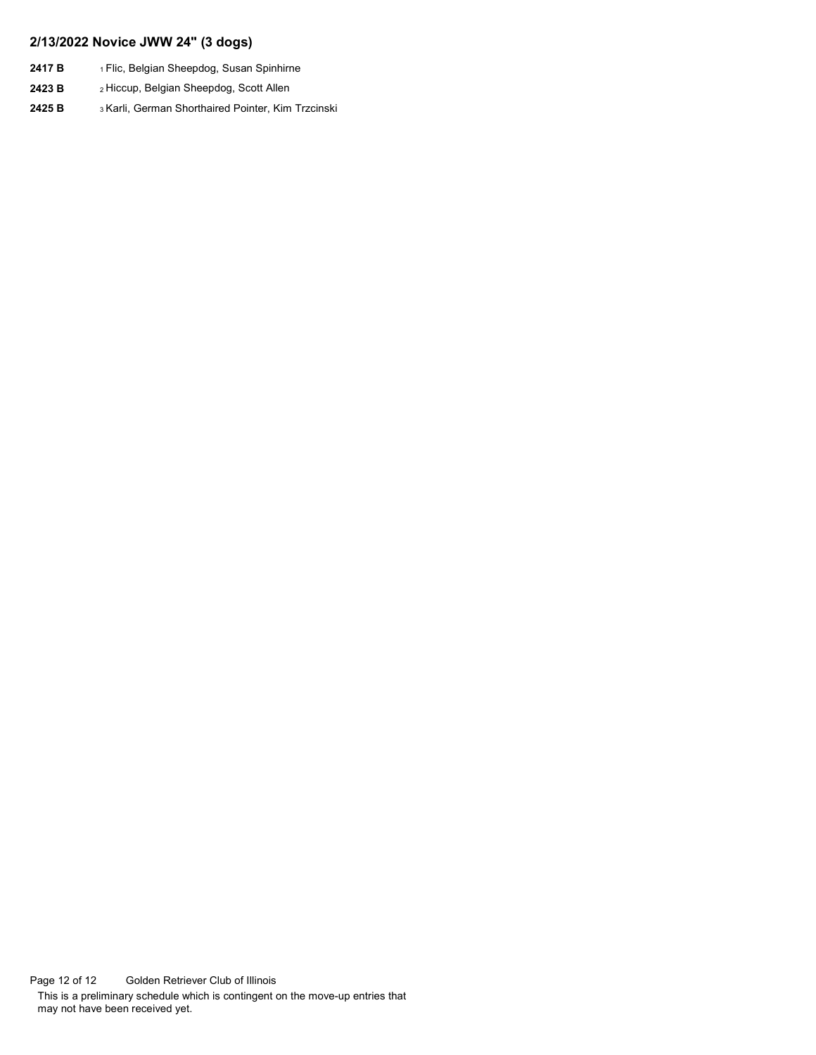## 2/13/2022 Novice JWW 24" (3 dogs)

**2417 B** 1 Flic, Belgian Sheepdog, Susan Spinhirne

**2423 B** 2 Hiccup, Belgian Sheepdog, Scott Allen

**2425 B** 3 Karli, German Shorthaired Pointer, Kim Trzcinski

This is a preliminary schedule which is contingent on the move-up entries that may not have been received yet.